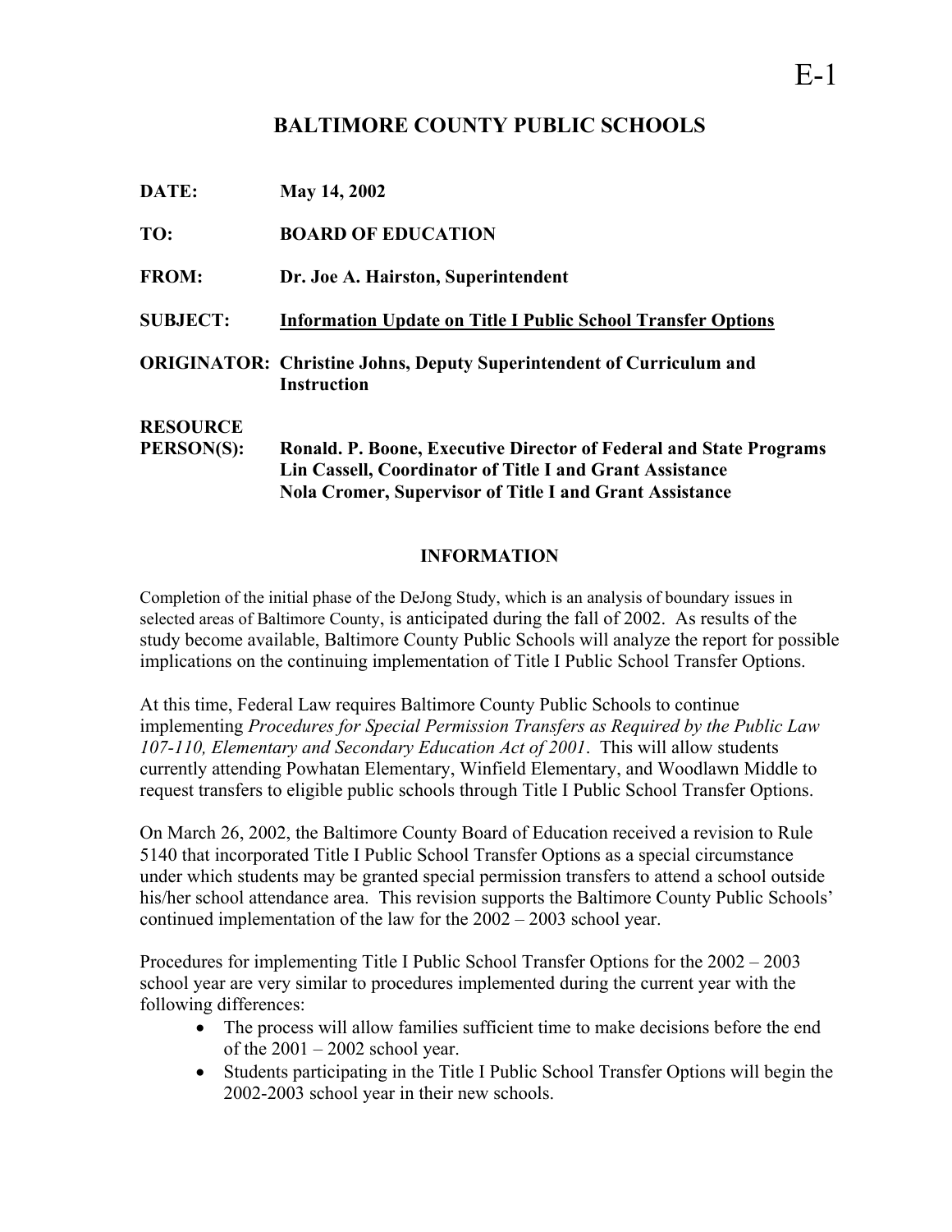# BALTIMORE COUNTY PUBLIC SCHOOLS

**DATE:** May 14, 2002

**TO:** BOARD OF EDUCATION

**FROM:** Dr. Joe A. Hairston, Superintendent

**SUBJECT:** <u>Information Update on Title I Public School Transfer Options</u>

**ORIGINATOR:** Christine Johns, Deputy Superintendent of Curriculum and Instruction

**RESOURCE PERSON(S):** Ronald. P. Boone, Executive Director of Federal and State Programs
Lin Cassell, Coordinator of Title I and Grant Assistance
Nola Cromer, Supervisor of Title I and Grant Assistance

## INFORMATION

Completion of the initial phase of the DeJong Study, which is an analysis of boundary issues in selected areas of Baltimore County, is anticipated during the fall of 2002. As results of the study become available, Baltimore County Public Schools will analyze the report for possible implications on the continuing implementation of Title I Public School Transfer Options.

At this time, Federal Law requires Baltimore County Public Schools to continue implementing *Procedures for Special Permission Transfers as Required by the Public Law 107-110, Elementary and Secondary Education Act of 2001*. This will allow students currently attending Powhatan Elementary, Winfield Elementary, and Woodlawn Middle to request transfers to eligible public schools through Title I Public School Transfer Options.

On March 26, 2002, the Baltimore County Board of Education received a revision to Rule 5140 that incorporated Title I Public School Transfer Options as a special circumstance under which students may be granted special permission transfers to attend a school outside his/her school attendance area. This revision supports the Baltimore County Public Schools' continued implementation of the law for the 2002 – 2003 school year.

Procedures for implementing Title I Public School Transfer Options for the 2002 – 2003 school year are very similar to procedures implemented during the current year with the following differences:

- The process will allow families sufficient time to make decisions before the end of the 2001 – 2002 school year.
- Students participating in the Title I Public School Transfer Options will begin the 2002-2003 school year in their new schools.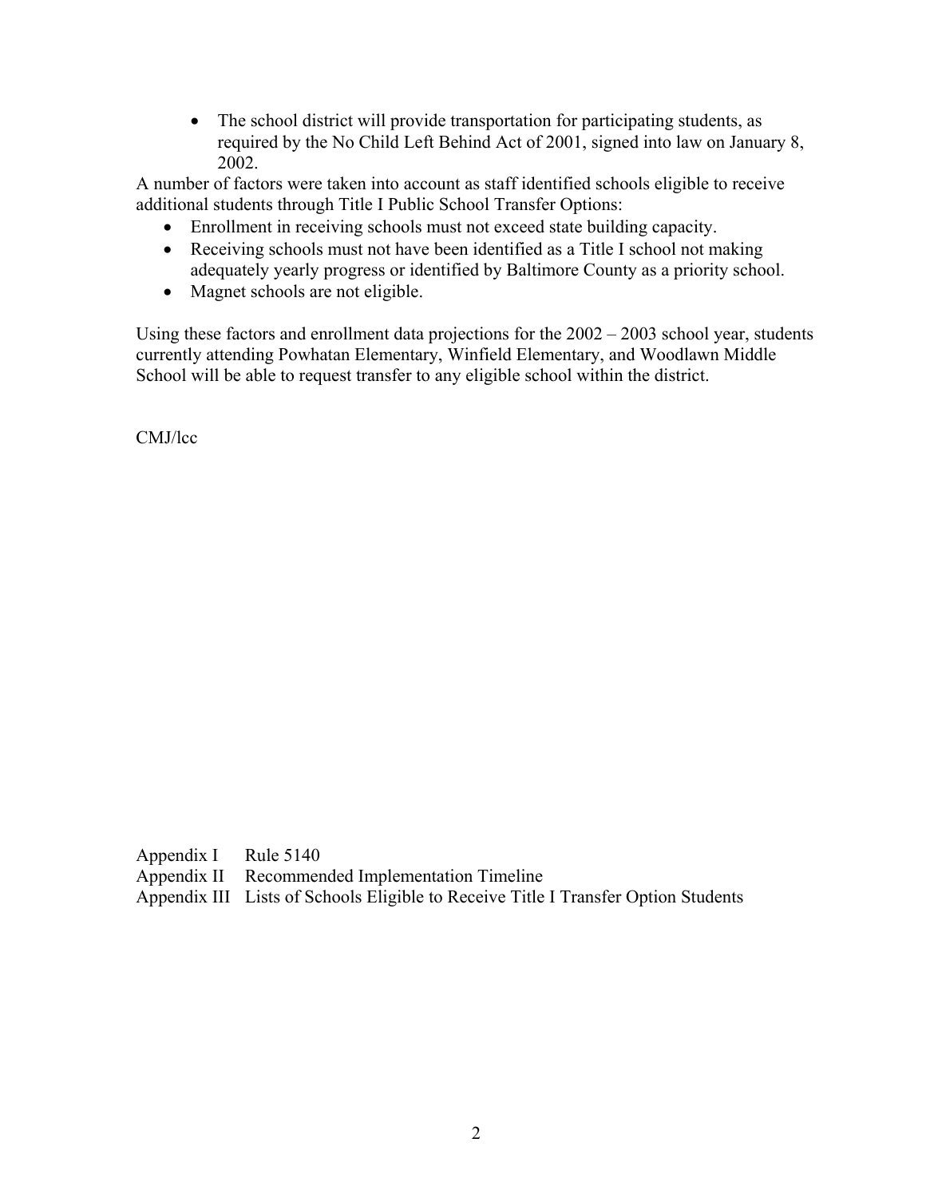- The school district will provide transportation for participating students, as required by the No Child Left Behind Act of 2001, signed into law on January 8, 2002.

A number of factors were taken into account as staff identified schools eligible to receive additional students through Title I Public School Transfer Options:

- Enrollment in receiving schools must not exceed state building capacity.
- Receiving schools must not have been identified as a Title I school not making adequately yearly progress or identified by Baltimore County as a priority school.
- Magnet schools are not eligible.

Using these factors and enrollment data projections for the 2002 – 2003 school year, students currently attending Powhatan Elementary, Winfield Elementary, and Woodlawn Middle School will be able to request transfer to any eligible school within the district.

CMJ/lcc

Appendix I Rule 5140
Appendix II Recommended Implementation Timeline
Appendix III Lists of Schools Eligible to Receive Title I Transfer Option Students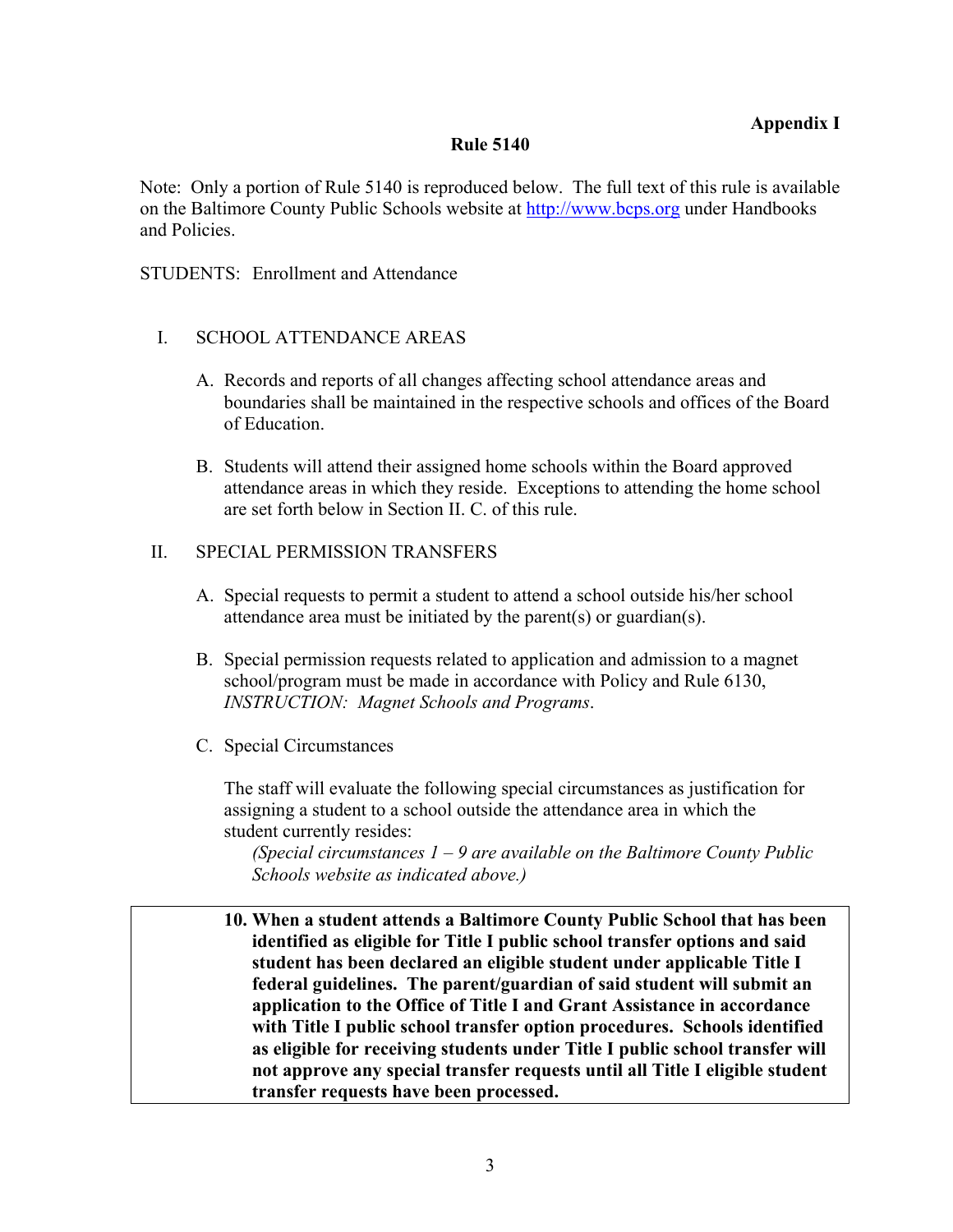**Appendix I**

**Rule 5140**

Note: Only a portion of Rule 5140 is reproduced below. The full text of this rule is available on the Baltimore County Public Schools website at http://www.bcps.org under Handbooks and Policies.

STUDENTS: Enrollment and Attendance

I. SCHOOL ATTENDANCE AREAS

A. Records and reports of all changes affecting school attendance areas and boundaries shall be maintained in the respective schools and offices of the Board of Education.

B. Students will attend their assigned home schools within the Board approved attendance areas in which they reside. Exceptions to attending the home school are set forth below in Section II. C. of this rule.

II. SPECIAL PERMISSION TRANSFERS

A. Special requests to permit a student to attend a school outside his/her school attendance area must be initiated by the parent(s) or guardian(s).

B. Special permission requests related to application and admission to a magnet school/program must be made in accordance with Policy and Rule 6130, *INSTRUCTION: Magnet Schools and Programs*.

C. Special Circumstances

The staff will evaluate the following special circumstances as justification for assigning a student to a school outside the attendance area in which the student currently resides:

*(Special circumstances 1 – 9 are available on the Baltimore County Public Schools website as indicated above.)*

**10. When a student attends a Baltimore County Public School that has been identified as eligible for Title I public school transfer options and said student has been declared an eligible student under applicable Title I federal guidelines. The parent/guardian of said student will submit an application to the Office of Title I and Grant Assistance in accordance with Title I public school transfer option procedures. Schools identified as eligible for receiving students under Title I public school transfer will not approve any special transfer requests until all Title I eligible student transfer requests have been processed.**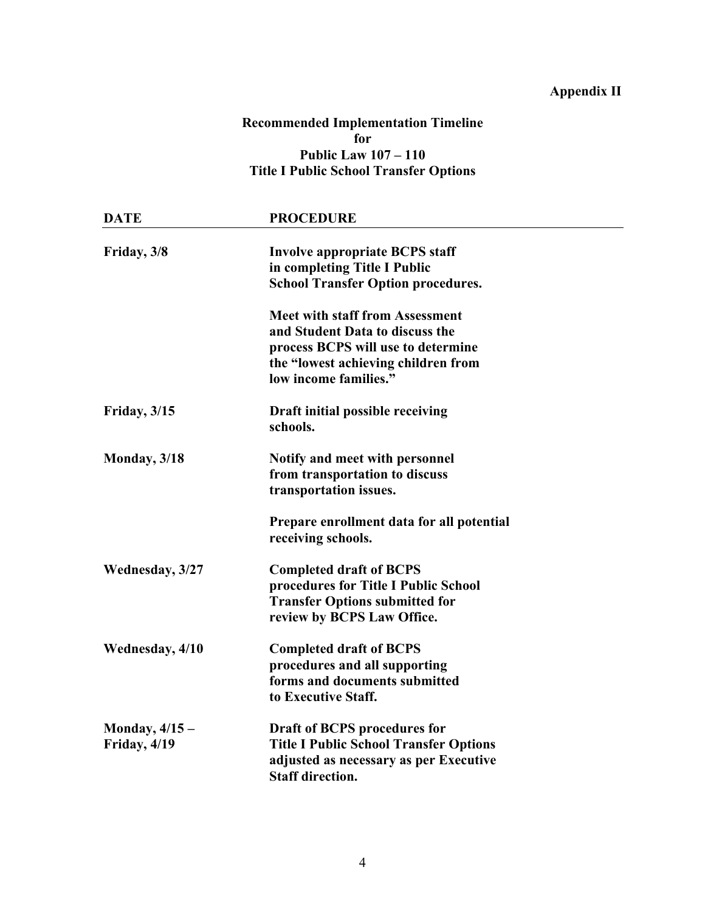**Appendix II**

# Recommended Implementation Timeline for Public Law 107 – 110 Title I Public School Transfer Options

| DATE | PROCEDURE |
|---|---|
| Friday, 3/8 | Involve appropriate BCPS staff in completing Title I Public School Transfer Option procedures.<br><br>Meet with staff from Assessment and Student Data to discuss the process BCPS will use to determine the "lowest achieving children from low income families." |
| Friday, 3/15 | Draft initial possible receiving schools. |
| Monday, 3/18 | Notify and meet with personnel from transportation to discuss transportation issues.<br><br>Prepare enrollment data for all potential receiving schools. |
| Wednesday, 3/27 | Completed draft of BCPS procedures for Title I Public School Transfer Options submitted for review by BCPS Law Office. |
| Wednesday, 4/10 | Completed draft of BCPS procedures and all supporting forms and documents submitted to Executive Staff. |
| Monday, 4/15 – Friday, 4/19 | Draft of BCPS procedures for Title I Public School Transfer Options adjusted as necessary as per Executive Staff direction. |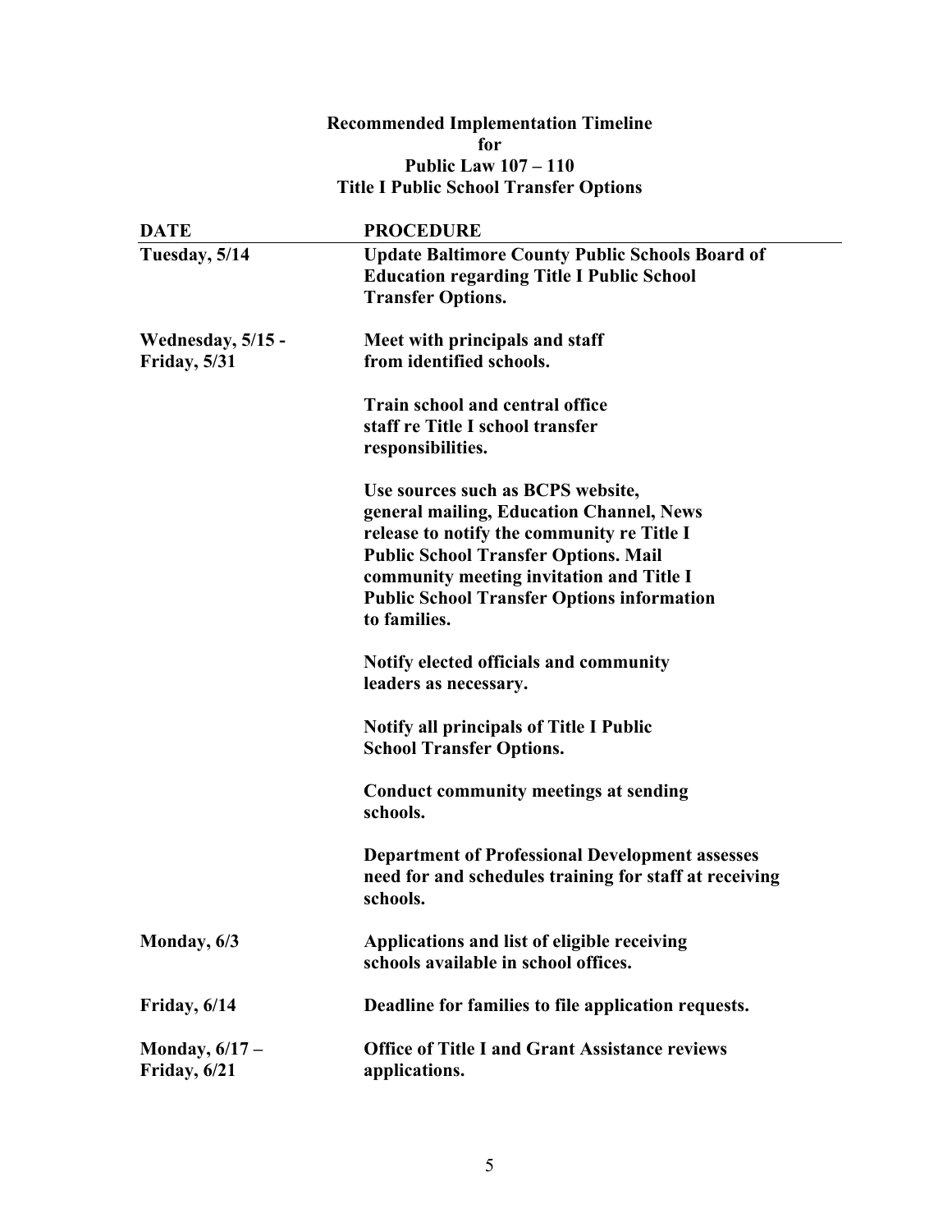**Recommended Implementation Timeline**
**for**
**Public Law 107 – 110**
**Title I Public School Transfer Options**

| DATE | PROCEDURE |
|---|---|
| **Tuesday, 5/14** | **Update Baltimore County Public Schools Board of Education regarding Title I Public School Transfer Options.** |
| **Wednesday, 5/15 - Friday, 5/31** | **Meet with principals and staff from identified schools.**<br><br>**Train school and central office staff re Title I school transfer responsibilities.**<br><br>**Use sources such as BCPS website, general mailing, Education Channel, News release to notify the community re Title I Public School Transfer Options. Mail community meeting invitation and Title I Public School Transfer Options information to families.**<br><br>**Notify elected officials and community leaders as necessary.**<br><br>**Notify all principals of Title I Public School Transfer Options.**<br><br>**Conduct community meetings at sending schools.**<br><br>**Department of Professional Development assesses need for and schedules training for staff at receiving schools.** |
| **Monday, 6/3** | **Applications and list of eligible receiving schools available in school offices.** |
| **Friday, 6/14** | **Deadline for families to file application requests.** |
| **Monday, 6/17 – Friday, 6/21** | **Office of Title I and Grant Assistance reviews applications.** |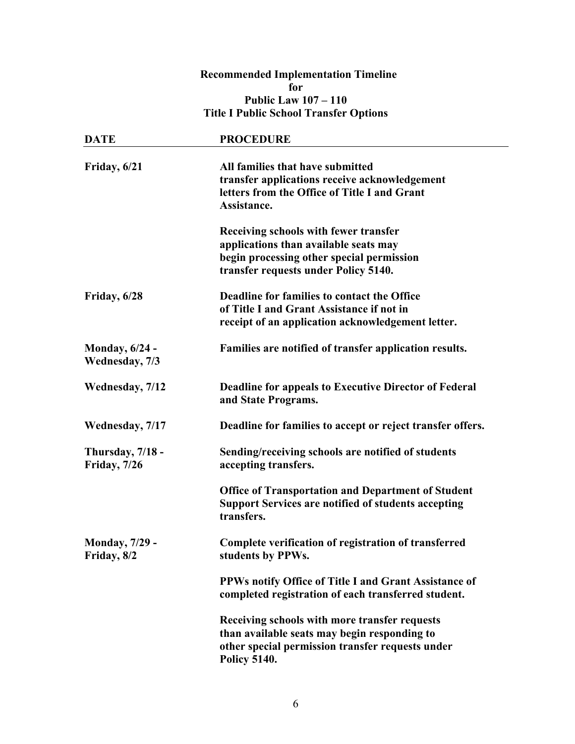**Recommended Implementation Timeline**
**for**
**Public Law 107 – 110**
**Title I Public School Transfer Options**

| DATE | PROCEDURE |
| --- | --- |
| **Friday, 6/21** | **All families that have submitted transfer applications receive acknowledgement letters from the Office of Title I and Grant Assistance.** |
| | **Receiving schools with fewer transfer applications than available seats may begin processing other special permission transfer requests under Policy 5140.** |
| **Friday, 6/28** | **Deadline for families to contact the Office of Title I and Grant Assistance if not in receipt of an application acknowledgement letter.** |
| **Monday, 6/24 - Wednesday, 7/3** | **Families are notified of transfer application results.** |
| **Wednesday, 7/12** | **Deadline for appeals to Executive Director of Federal and State Programs.** |
| **Wednesday, 7/17** | **Deadline for families to accept or reject transfer offers.** |
| **Thursday, 7/18 - Friday, 7/26** | **Sending/receiving schools are notified of students accepting transfers.** |
| | **Office of Transportation and Department of Student Support Services are notified of students accepting transfers.** |
| **Monday, 7/29 - Friday, 8/2** | **Complete verification of registration of transferred students by PPWs.** |
| | **PPWs notify Office of Title I and Grant Assistance of completed registration of each transferred student.** |
| | **Receiving schools with more transfer requests than available seats may begin responding to other special permission transfer requests under Policy 5140.** |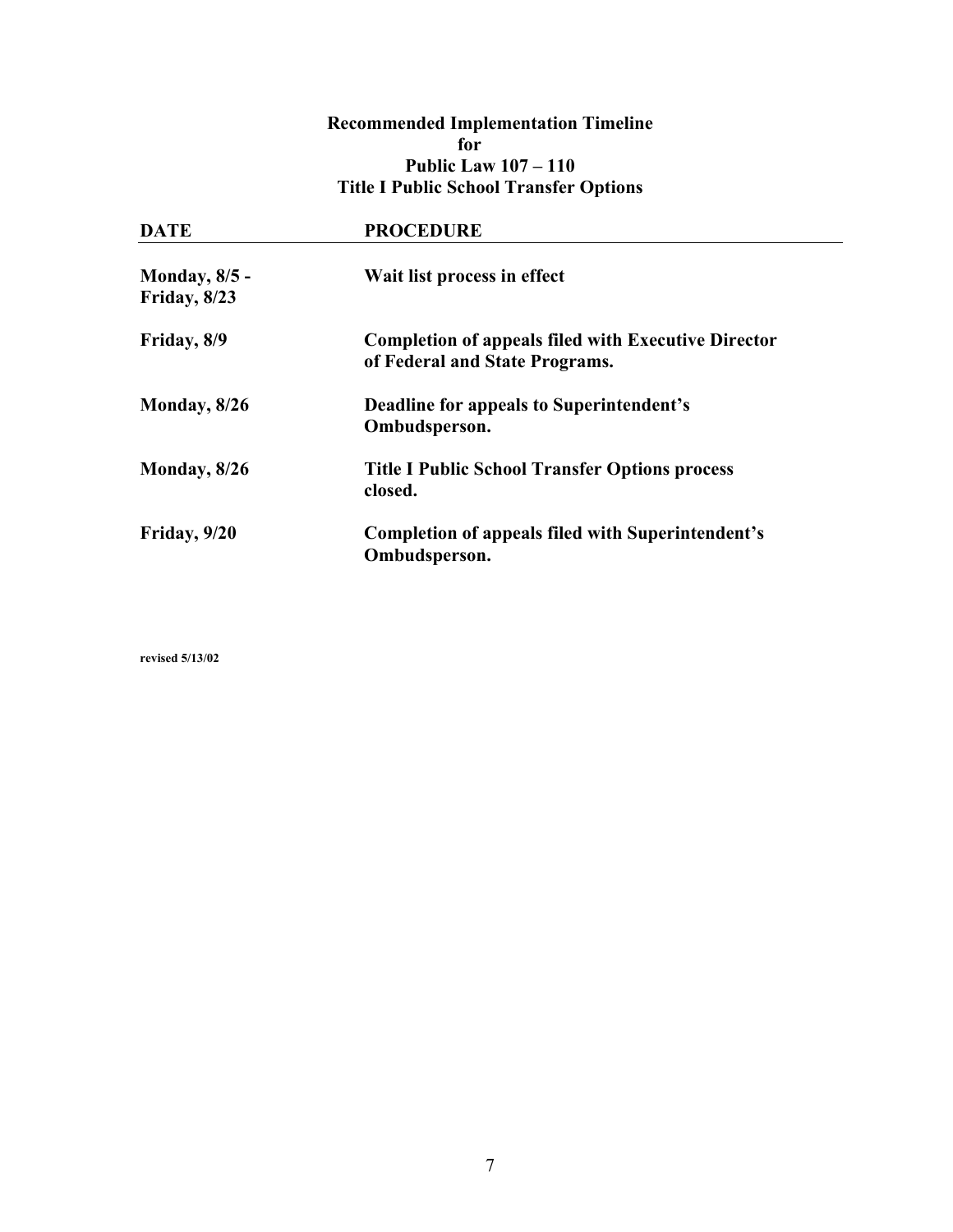# Recommended Implementation Timeline for Public Law 107 – 110 Title I Public School Transfer Options

| DATE | PROCEDURE |
|---|---|
| **Monday, 8/5 - Friday, 8/23** | **Wait list process in effect** |
| **Friday, 8/9** | **Completion of appeals filed with Executive Director of Federal and State Programs.** |
| **Monday, 8/26** | **Deadline for appeals to Superintendent's Ombudsperson.** |
| **Monday, 8/26** | **Title I Public School Transfer Options process closed.** |
| **Friday, 9/20** | **Completion of appeals filed with Superintendent's Ombudsperson.** |

**revised 5/13/02**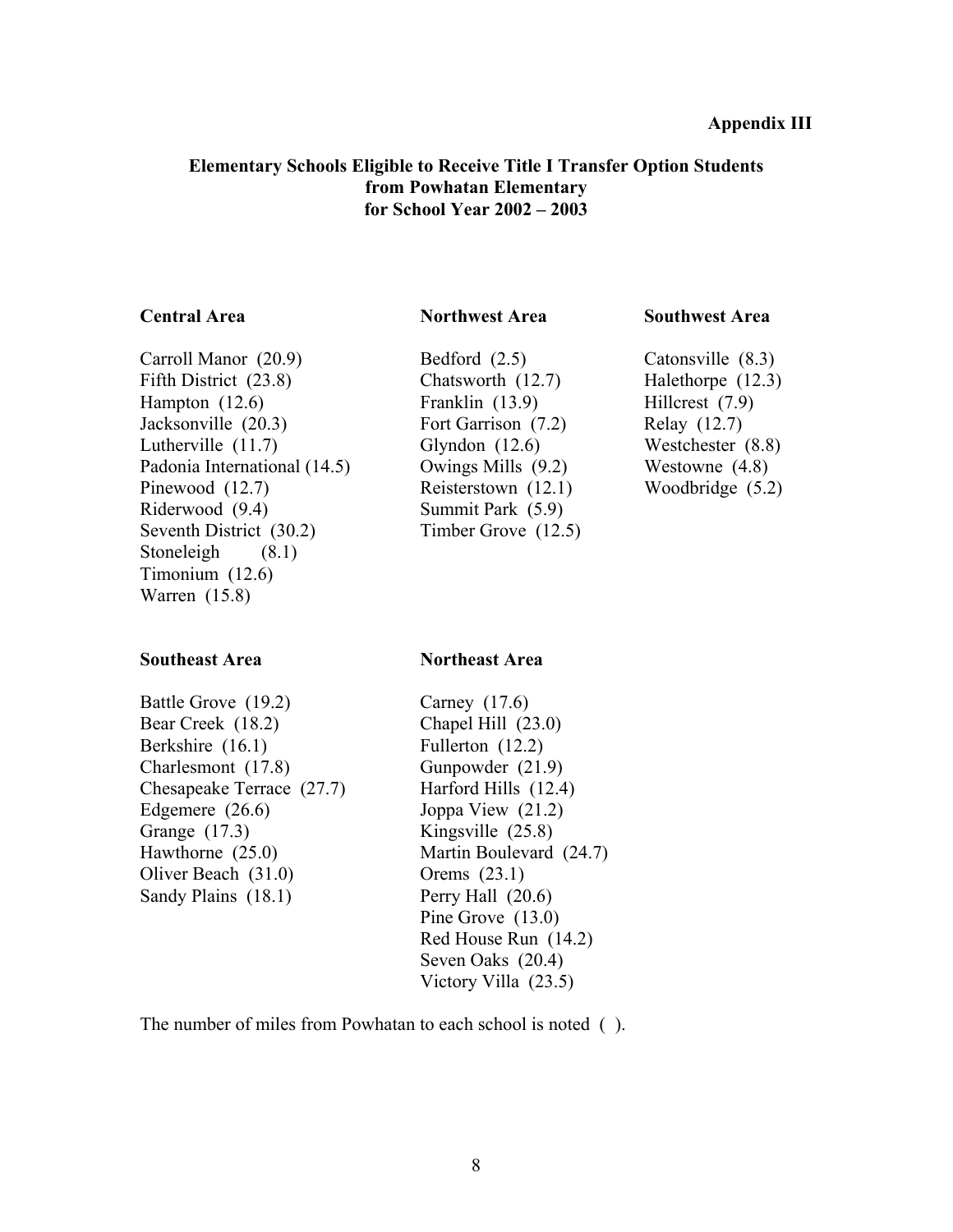**Appendix III**

## Elementary Schools Eligible to Receive Title I Transfer Option Students from Powhatan Elementary for School Year 2002 – 2003

### Central Area

Carroll Manor (20.9)
Fifth District (23.8)
Hampton (12.6)
Jacksonville (20.3)
Lutherville (11.7)
Padonia International (14.5)
Pinewood (12.7)
Riderwood (9.4)
Seventh District (30.2)
Stoneleigh (8.1)
Timonium (12.6)
Warren (15.8)

### Northwest Area

Bedford (2.5)
Chatsworth (12.7)
Franklin (13.9)
Fort Garrison (7.2)
Glyndon (12.6)
Owings Mills (9.2)
Reisterstown (12.1)
Summit Park (5.9)
Timber Grove (12.5)

### Southwest Area

Catonsville (8.3)
Halethorpe (12.3)
Hillcrest (7.9)
Relay (12.7)
Westchester (8.8)
Westowne (4.8)
Woodbridge (5.2)

### Southeast Area

Battle Grove (19.2)
Bear Creek (18.2)
Berkshire (16.1)
Charlesmont (17.8)
Chesapeake Terrace (27.7)
Edgemere (26.6)
Grange (17.3)
Hawthorne (25.0)
Oliver Beach (31.0)
Sandy Plains (18.1)

### Northeast Area

Carney (17.6)
Chapel Hill (23.0)
Fullerton (12.2)
Gunpowder (21.9)
Harford Hills (12.4)
Joppa View (21.2)
Kingsville (25.8)
Martin Boulevard (24.7)
Orems (23.1)
Perry Hall (20.6)
Pine Grove (13.0)
Red House Run (14.2)
Seven Oaks (20.4)
Victory Villa (23.5)

The number of miles from Powhatan to each school is noted ( ).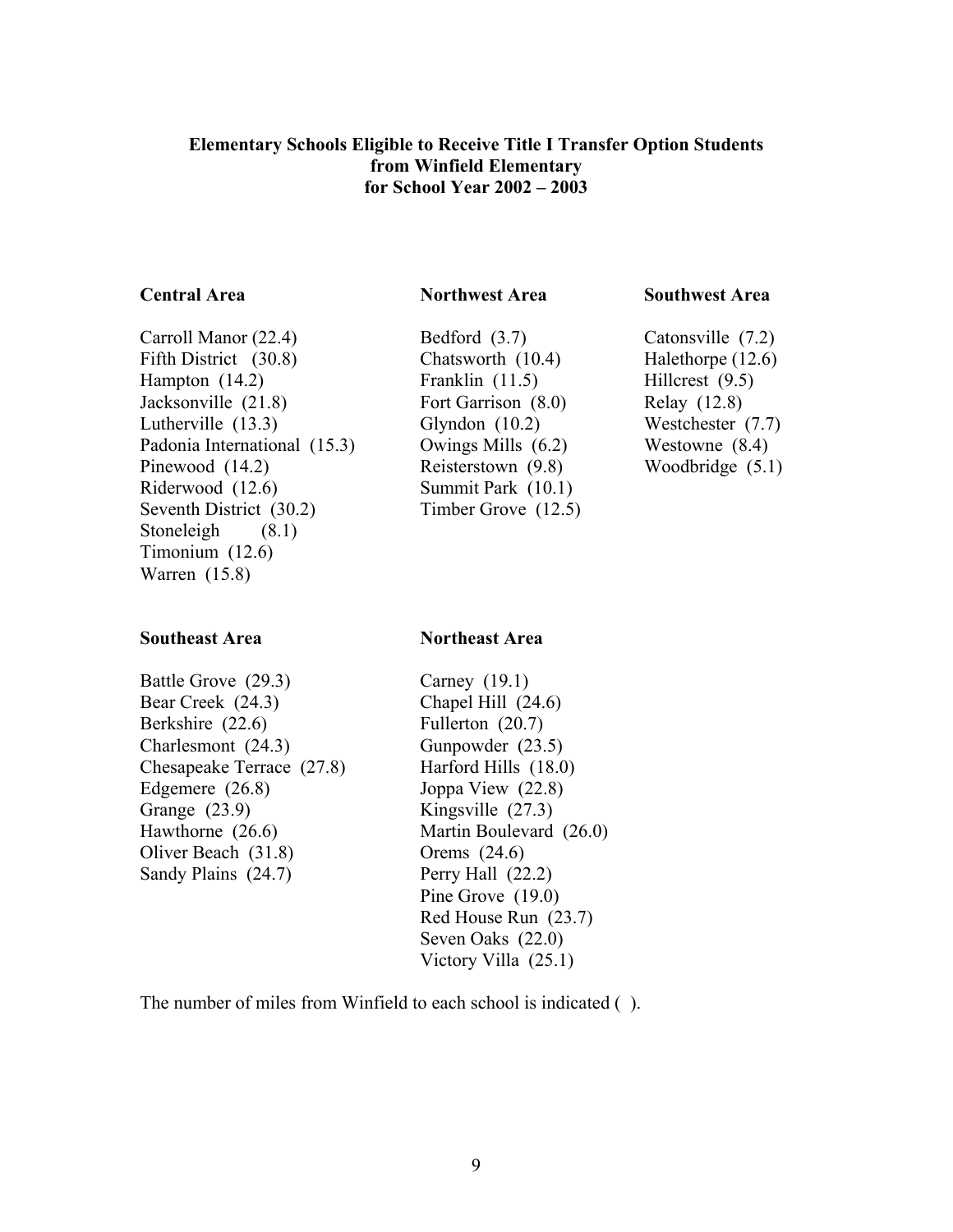**Elementary Schools Eligible to Receive Title I Transfer Option Students from Winfield Elementary for School Year 2002 – 2003**

**Central Area**

Carroll Manor (22.4)
Fifth District (30.8)
Hampton (14.2)
Jacksonville (21.8)
Lutherville (13.3)
Padonia International (15.3)
Pinewood (14.2)
Riderwood (12.6)
Seventh District (30.2)
Stoneleigh (8.1)
Timonium (12.6)
Warren (15.8)

**Northwest Area**

Bedford (3.7)
Chatsworth (10.4)
Franklin (11.5)
Fort Garrison (8.0)
Glyndon (10.2)
Owings Mills (6.2)
Reisterstown (9.8)
Summit Park (10.1)
Timber Grove (12.5)

**Southwest Area**

Catonsville (7.2)
Halethorpe (12.6)
Hillcrest (9.5)
Relay (12.8)
Westchester (7.7)
Westowne (8.4)
Woodbridge (5.1)

**Southeast Area**

Battle Grove (29.3)
Bear Creek (24.3)
Berkshire (22.6)
Charlesmont (24.3)
Chesapeake Terrace (27.8)
Edgemere (26.8)
Grange (23.9)
Hawthorne (26.6)
Oliver Beach (31.8)
Sandy Plains (24.7)

**Northeast Area**

Carney (19.1)
Chapel Hill (24.6)
Fullerton (20.7)
Gunpowder (23.5)
Harford Hills (18.0)
Joppa View (22.8)
Kingsville (27.3)
Martin Boulevard (26.0)
Orems (24.6)
Perry Hall (22.2)
Pine Grove (19.0)
Red House Run (23.7)
Seven Oaks (22.0)
Victory Villa (25.1)

The number of miles from Winfield to each school is indicated ( ).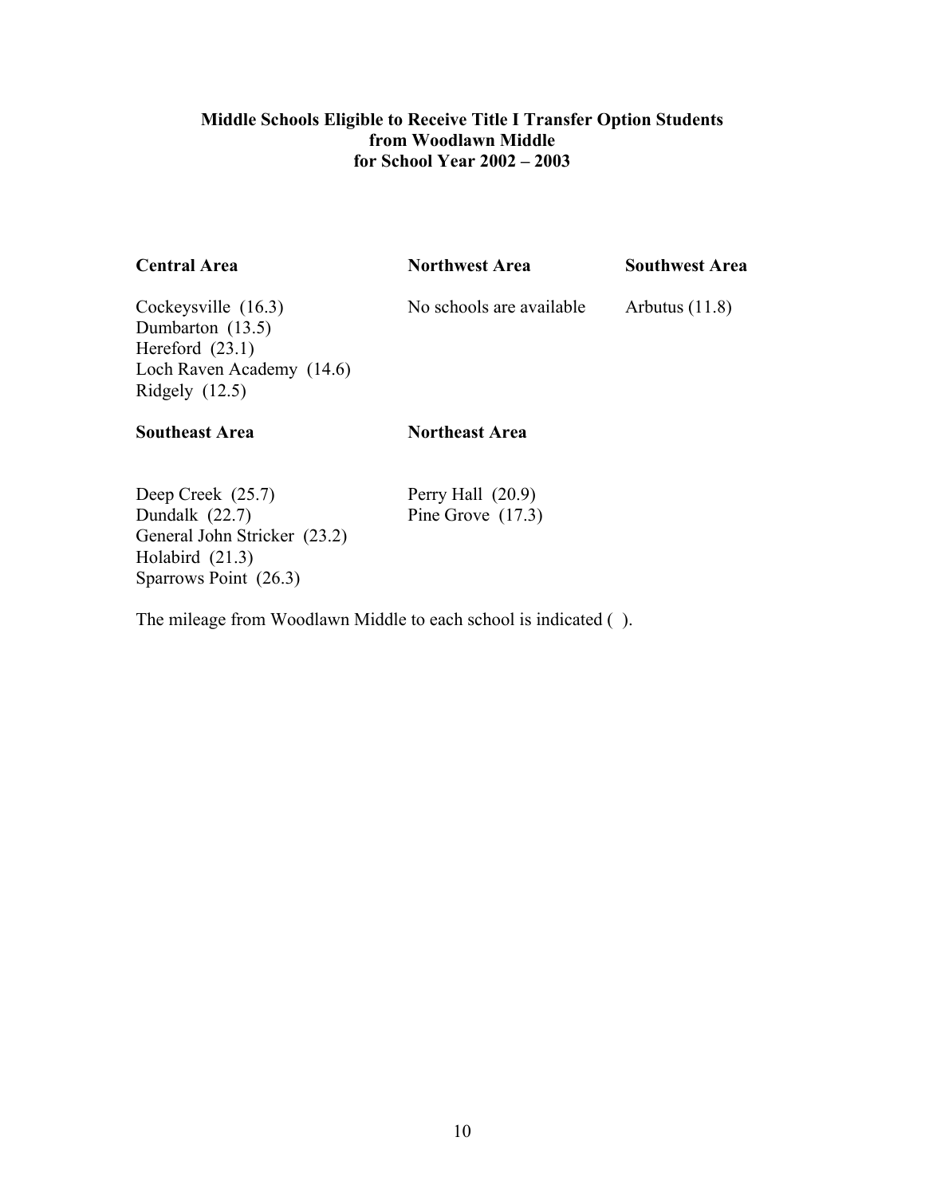**Middle Schools Eligible to Receive Title I Transfer Option Students from Woodlawn Middle for School Year 2002 – 2003**

**Central Area**

Cockeysville (16.3)
Dumbarton (13.5)
Hereford (23.1)
Loch Raven Academy (14.6)
Ridgely (12.5)

**Northwest Area**

No schools are available

**Southwest Area**

Arbutus (11.8)

**Southeast Area**

Deep Creek (25.7)
Dundalk (22.7)
General John Stricker (23.2)
Holabird (21.3)
Sparrows Point (26.3)

**Northeast Area**

Perry Hall (20.9)
Pine Grove (17.3)

The mileage from Woodlawn Middle to each school is indicated ( ).